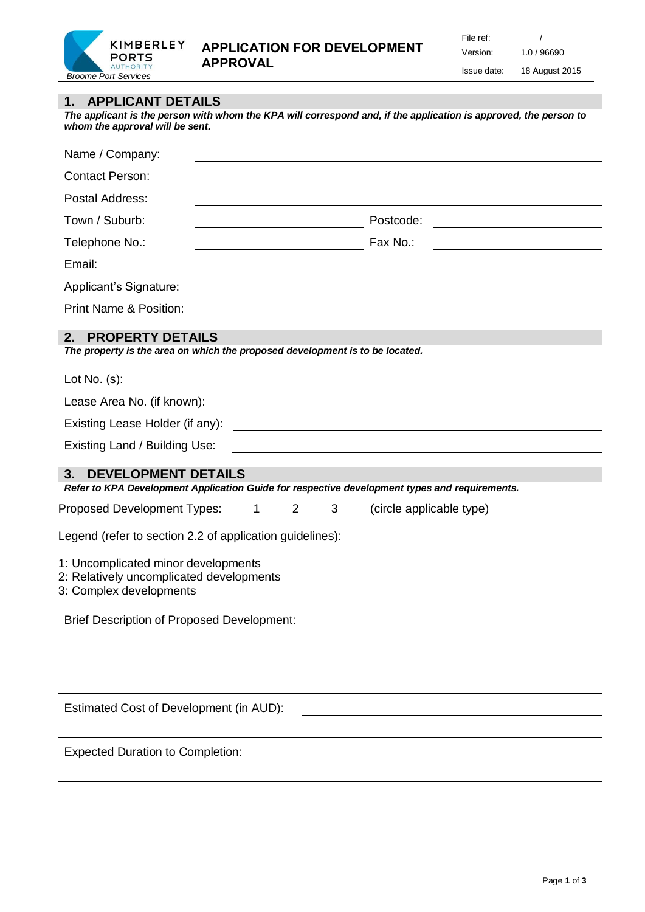KIMBERLEY PORTS AUTHORITY
*Broome Port Services*

# APPLICATION FOR DEVELOPMENT APPROVAL

| | |
|---|---|
| File ref: | / |
| Version: | 1.0 / 96690 |
| Issue date: | 18 August 2015 |

## 1. APPLICANT DETAILS

***The applicant is the person with whom the KPA will correspond and, if the application is approved, the person to whom the approval will be sent.***

Name / Company: ______________________________

Contact Person: ______________________________

Postal Address: ______________________________

Town / Suburb: ______________ Postcode: ______________

Telephone No.: ______________ Fax No.: ______________

Email: ______________________________

Applicant's Signature: ______________________________

Print Name & Position: ______________________________

## 2. PROPERTY DETAILS

***The property is the area on which the proposed development is to be located.***

Lot No. (s): ______________________________

Lease Area No. (if known): ______________________________

Existing Lease Holder (if any): ______________________________

Existing Land / Building Use: ______________________________

## 3. DEVELOPMENT DETAILS

***Refer to KPA Development Application Guide for respective development types and requirements.***

Proposed Development Types: 1 2 3 (circle applicable type)

Legend (refer to section 2.2 of application guidelines):

1: Uncomplicated minor developments
2: Relatively uncomplicated developments
3: Complex developments

Brief Description of Proposed Development: ______________________________

______________________________

______________________________

______________________________

Estimated Cost of Development (in AUD): ______________________________

______________________________

Expected Duration to Completion: ______________________________

______________________________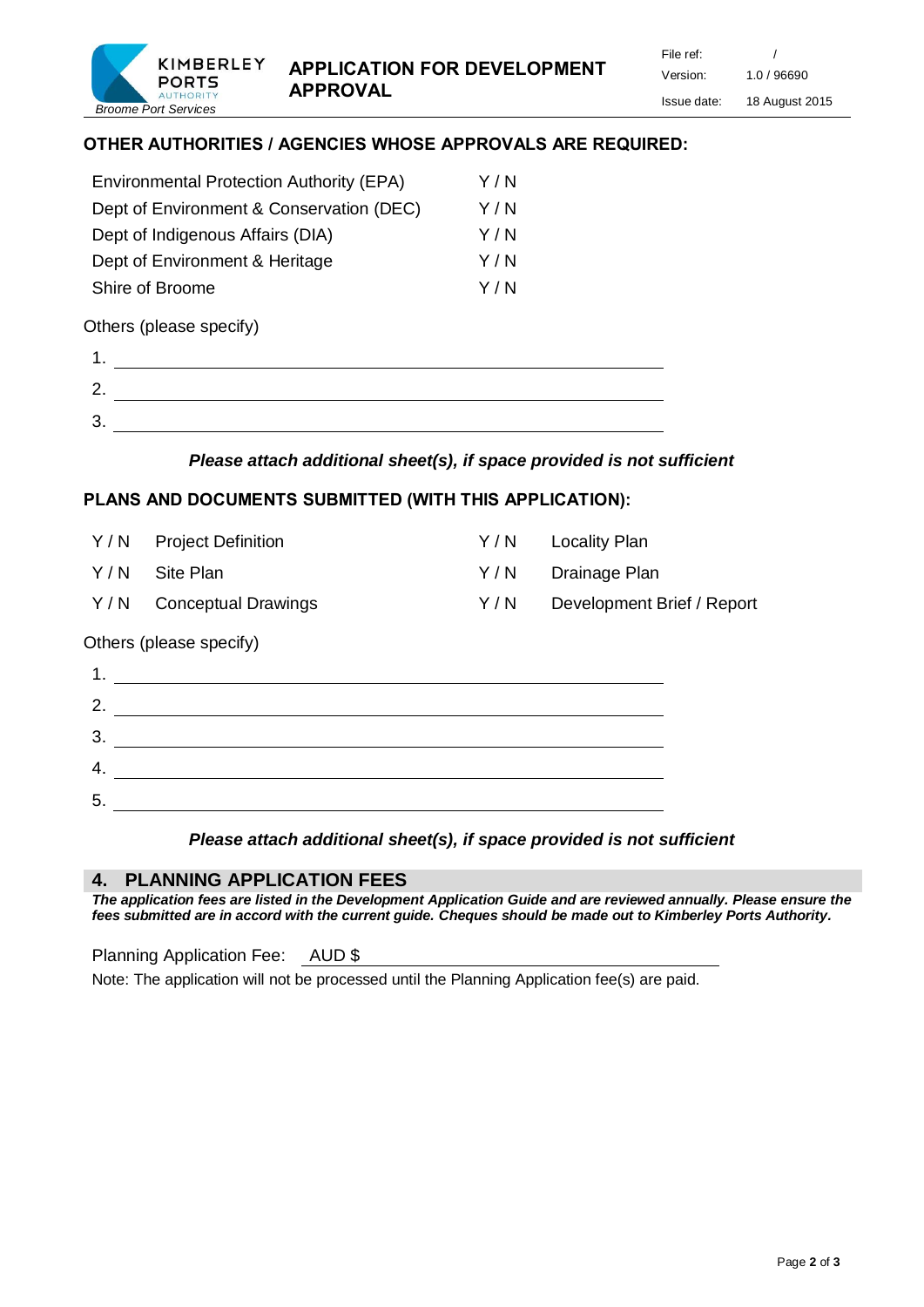## OTHER AUTHORITIES / AGENCIES WHOSE APPROVALS ARE REQUIRED:

| | |
|---|---|
| Environmental Protection Authority (EPA) | Y / N |
| Dept of Environment & Conservation (DEC) | Y / N |
| Dept of Indigenous Affairs (DIA) | Y / N |
| Dept of Environment & Heritage | Y / N |
| Shire of Broome | Y / N |

Others (please specify)

1. ______________________________
2. ______________________________
3. ______________________________

***Please attach additional sheet(s), if space provided is not sufficient***

## PLANS AND DOCUMENTS SUBMITTED (WITH THIS APPLICATION):

| | | | |
|---|---|---|---|
| Y / N | Project Definition | Y / N | Locality Plan |
| Y / N | Site Plan | Y / N | Drainage Plan |
| Y / N | Conceptual Drawings | Y / N | Development Brief / Report |

Others (please specify)

1. ______________________________
2. ______________________________
3. ______________________________
4. ______________________________
5. ______________________________

***Please attach additional sheet(s), if space provided is not sufficient***

## 4. PLANNING APPLICATION FEES

***The application fees are listed in the Development Application Guide and are reviewed annually. Please ensure the fees submitted are in accord with the current guide. Cheques should be made out to Kimberley Ports Authority.***

Planning Application Fee: AUD $ ______________________________

Note: The application will not be processed until the Planning Application fee(s) are paid.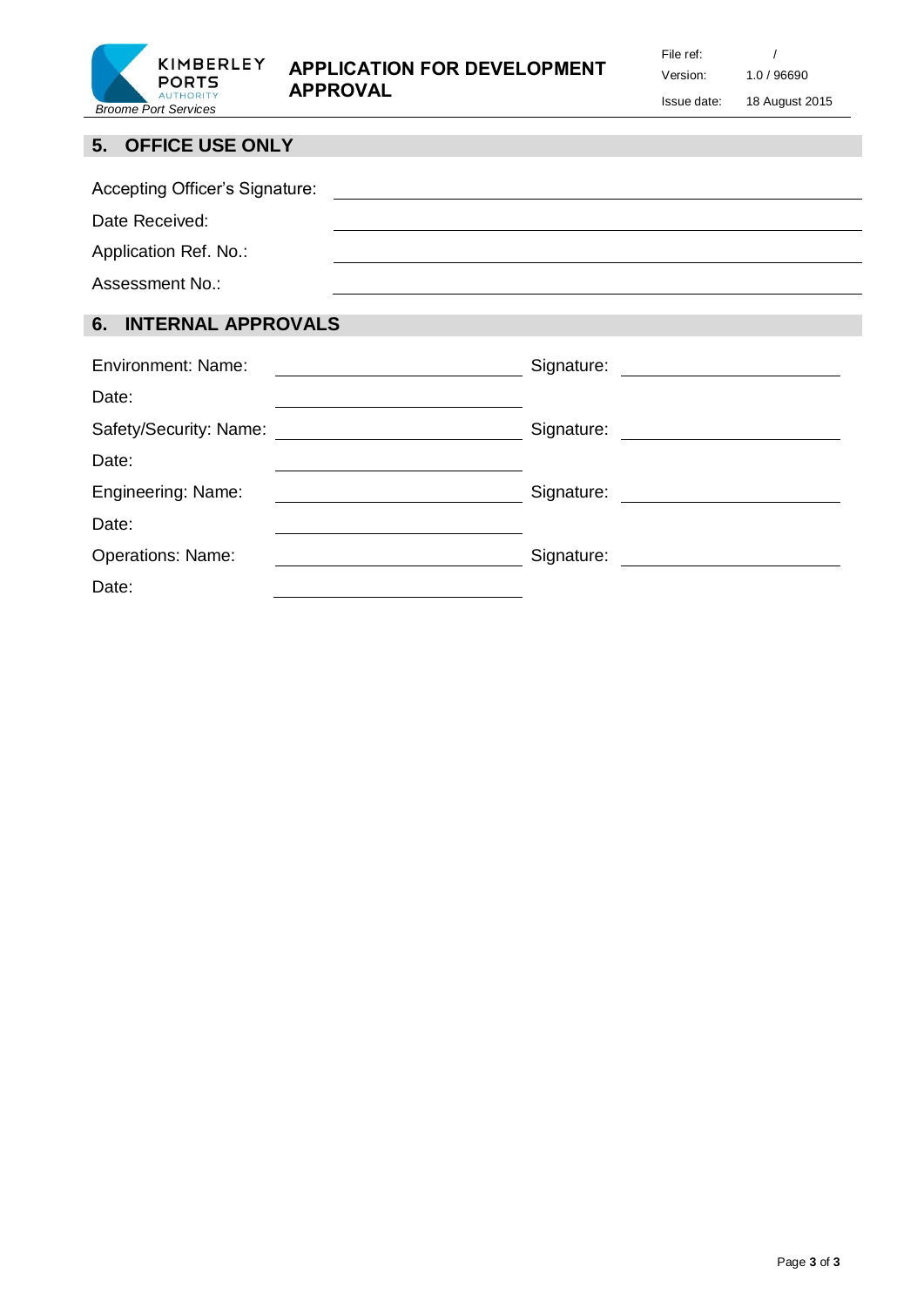## 5. OFFICE USE ONLY

Accepting Officer's Signature: \_\_\_\_\_\_\_\_\_\_\_\_\_\_\_\_\_\_\_\_\_\_\_\_\_\_\_\_\_\_

Date Received: \_\_\_\_\_\_\_\_\_\_\_\_\_\_\_\_\_\_\_\_\_\_\_\_\_\_\_\_\_\_

Application Ref. No.: \_\_\_\_\_\_\_\_\_\_\_\_\_\_\_\_\_\_\_\_\_\_\_\_\_\_\_\_\_\_

Assessment No.: \_\_\_\_\_\_\_\_\_\_\_\_\_\_\_\_\_\_\_\_\_\_\_\_\_\_\_\_\_\_

## 6. INTERNAL APPROVALS

Environment: Name: \_\_\_\_\_\_\_\_\_\_\_\_\_\_\_\_\_\_\_\_ Signature: \_\_\_\_\_\_\_\_\_\_\_\_\_\_\_\_\_\_\_\_

Date: \_\_\_\_\_\_\_\_\_\_\_\_\_\_\_\_\_\_\_\_

Safety/Security: Name: \_\_\_\_\_\_\_\_\_\_\_\_\_\_\_\_\_\_\_\_ Signature: \_\_\_\_\_\_\_\_\_\_\_\_\_\_\_\_\_\_\_\_

Date: \_\_\_\_\_\_\_\_\_\_\_\_\_\_\_\_\_\_\_\_

Engineering: Name: \_\_\_\_\_\_\_\_\_\_\_\_\_\_\_\_\_\_\_\_ Signature: \_\_\_\_\_\_\_\_\_\_\_\_\_\_\_\_\_\_\_\_

Date: \_\_\_\_\_\_\_\_\_\_\_\_\_\_\_\_\_\_\_\_

Operations: Name: \_\_\_\_\_\_\_\_\_\_\_\_\_\_\_\_\_\_\_\_ Signature: \_\_\_\_\_\_\_\_\_\_\_\_\_\_\_\_\_\_\_\_

Date: \_\_\_\_\_\_\_\_\_\_\_\_\_\_\_\_\_\_\_\_